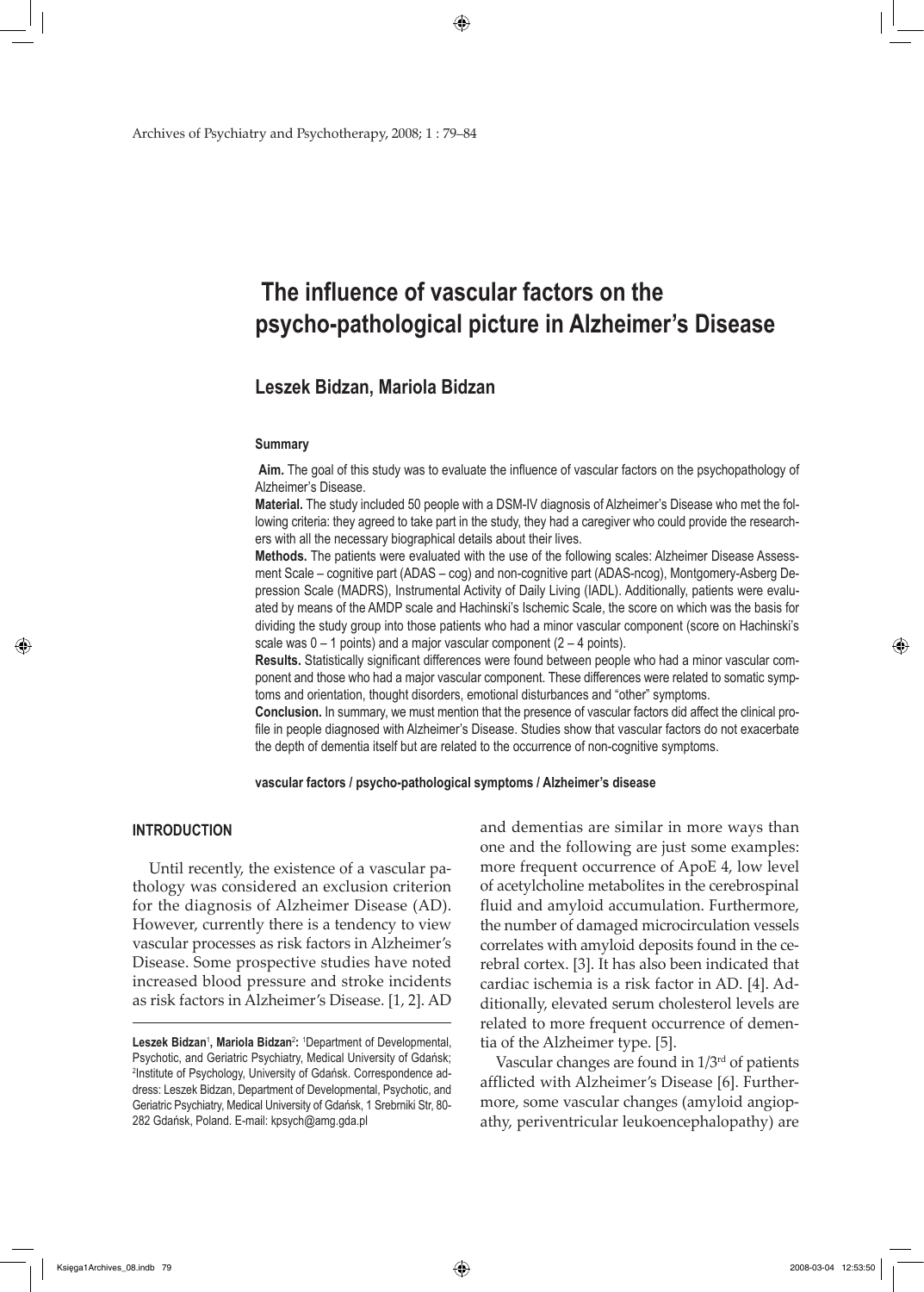# The influence of vascular factors on the psycho-pathological picture in Alzheimer's Disease

## Leszek Bidzan, Mariola Bidzan

### Summary

**Aim.** The goal of this study was to evaluate the influence of vascular factors on the psychopathology of Alzheimer's Disease.

**Material.** The study included 50 people with a DSM-IV diagnosis of Alzheimer's Disease who met the following criteria: they agreed to take part in the study, they had a caregiver who could provide the researchers with all the necessary biographical details about their lives.

**Methods.** The patients were evaluated with the use of the following scales: Alzheimer Disease Assessment Scale – cognitive part (ADAS – cog) and non-cognitive part (ADAS-ncog), Montgomery-Asberg Depression Scale (MADRS), Instrumental Activity of Daily Living (IADL). Additionally, patients were evaluated by means of the AMDP scale and Hachinski's Ischemic Scale, the score on which was the basis for dividing the study group into those patients who had a minor vascular component (score on Hachinski's scale was 0 – 1 points) and a major vascular component (2 – 4 points).

**Results.** Statistically significant differences were found between people who had a minor vascular component and those who had a major vascular component. These differences were related to somatic symptoms and orientation, thought disorders, emotional disturbances and "other" symptoms.

**Conclusion.** In summary, we must mention that the presence of vascular factors did affect the clinical profile in people diagnosed with Alzheimer's Disease. Studies show that vascular factors do not exacerbate the depth of dementia itself but are related to the occurrence of non-cognitive symptoms.

**vascular factors / psycho-pathological symptoms / Alzheimer's disease**

### INTRODUCTION

Until recently, the existence of a vascular pathology was considered an exclusion criterion for the diagnosis of Alzheimer Disease (AD). However, currently there is a tendency to view vascular processes as risk factors in Alzheimer's Disease. Some prospective studies have noted increased blood pressure and stroke incidents as risk factors in Alzheimer's Disease. [1, 2]. AD and dementias are similar in more ways than one and the following are just some examples: more frequent occurrence of ApoE 4, low level of acetylcholine metabolites in the cerebrospinal fluid and amyloid accumulation. Furthermore, the number of damaged microcirculation vessels correlates with amyloid deposits found in the cerebral cortex. [3]. It has also been indicated that cardiac ischemia is a risk factor in AD. [4]. Additionally, elevated serum cholesterol levels are related to more frequent occurrence of dementia of the Alzheimer type. [5].

Vascular changes are found in 1/3rd of patients afflicted with Alzheimer's Disease [6]. Furthermore, some vascular changes (amyloid angiopathy, periventricular leukoencephalopathy) are

Leszek Bidzan[1], Mariola Bidzan[2]: [1]Department of Developmental, Psychotic, and Geriatric Psychiatry, Medical University of Gdańsk; [2]Institute of Psychology, University of Gdańsk. Correspondence address: Leszek Bidzan, Department of Developmental, Psychotic, and Geriatric Psychiatry, Medical University of Gdańsk, 1 Srebrniki Str, 80-282 Gdańsk, Poland. E-mail: kpsych@amg.gda.pl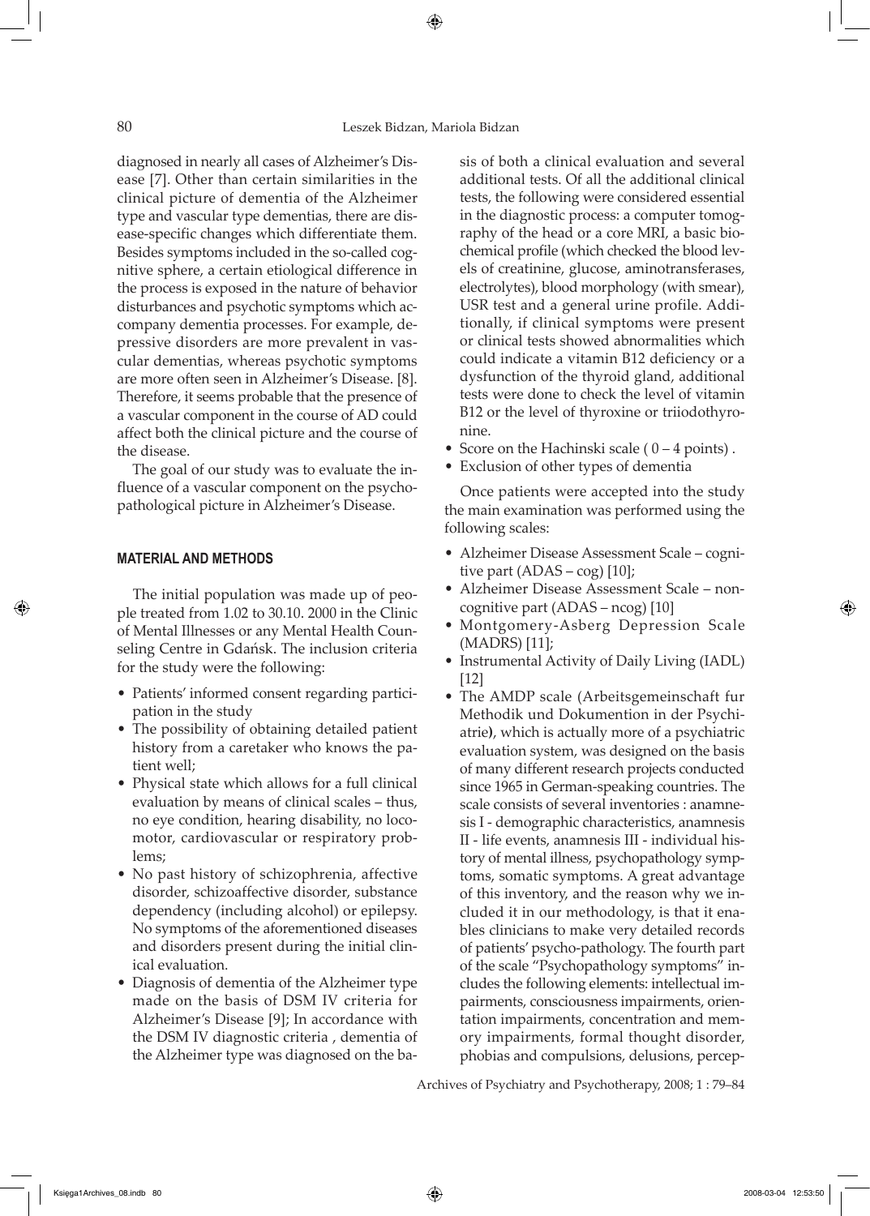diagnosed in nearly all cases of Alzheimer's Disease [7]. Other than certain similarities in the clinical picture of dementia of the Alzheimer type and vascular type dementias, there are disease-specific changes which differentiate them. Besides symptoms included in the so-called cognitive sphere, a certain etiological difference in the process is exposed in the nature of behavior disturbances and psychotic symptoms which accompany dementia processes. For example, depressive disorders are more prevalent in vascular dementias, whereas psychotic symptoms are more often seen in Alzheimer's Disease. [8]. Therefore, it seems probable that the presence of a vascular component in the course of AD could affect both the clinical picture and the course of the disease.

The goal of our study was to evaluate the influence of a vascular component on the psychopathological picture in Alzheimer's Disease.

## MATERIAL AND METHODS

The initial population was made up of people treated from 1.02 to 30.10. 2000 in the Clinic of Mental Illnesses or any Mental Health Counseling Centre in Gdańsk. The inclusion criteria for the study were the following:

- Patients' informed consent regarding participation in the study
- The possibility of obtaining detailed patient history from a caretaker who knows the patient well;
- Physical state which allows for a full clinical evaluation by means of clinical scales – thus, no eye condition, hearing disability, no locomotor, cardiovascular or respiratory problems;
- No past history of schizophrenia, affective disorder, schizoaffective disorder, substance dependency (including alcohol) or epilepsy. No symptoms of the aforementioned diseases and disorders present during the initial clinical evaluation.
- Diagnosis of dementia of the Alzheimer type made on the basis of DSM IV criteria for Alzheimer's Disease [9]; In accordance with the DSM IV diagnostic criteria , dementia of the Alzheimer type was diagnosed on the basis of both a clinical evaluation and several additional tests. Of all the additional clinical tests, the following were considered essential in the diagnostic process: a computer tomography of the head or a core MRI, a basic biochemical profile (which checked the blood levels of creatinine, glucose, aminotransferases, electrolytes), blood morphology (with smear), USR test and a general urine profile. Additionally, if clinical symptoms were present or clinical tests showed abnormalities which could indicate a vitamin B12 deficiency or a dysfunction of the thyroid gland, additional tests were done to check the level of vitamin B12 or the level of thyroxine or triiodothyronine.
- Score on the Hachinski scale ( 0 – 4 points) .
- Exclusion of other types of dementia

Once patients were accepted into the study the main examination was performed using the following scales:

- Alzheimer Disease Assessment Scale – cognitive part (ADAS – cog) [10];
- Alzheimer Disease Assessment Scale – noncognitive part (ADAS – ncog) [10]
- Montgomery-Asberg Depression Scale (MADRS) [11];
- Instrumental Activity of Daily Living (IADL) [12]
- The AMDP scale (Arbeitsgemeinschaft fur Methodik und Dokumention in der Psychiatrie), which is actually more of a psychiatric evaluation system, was designed on the basis of many different research projects conducted since 1965 in German-speaking countries. The scale consists of several inventories : anamnesis I - demographic characteristics, anamnesis II - life events, anamnesis III - individual history of mental illness, psychopathology symptoms, somatic symptoms. A great advantage of this inventory, and the reason why we included it in our methodology, is that it enables clinicians to make very detailed records of patients' psycho-pathology. The fourth part of the scale "Psychopathology symptoms" includes the following elements: intellectual impairments, consciousness impairments, orientation impairments, concentration and memory impairments, formal thought disorder, phobias and compulsions, delusions, percep-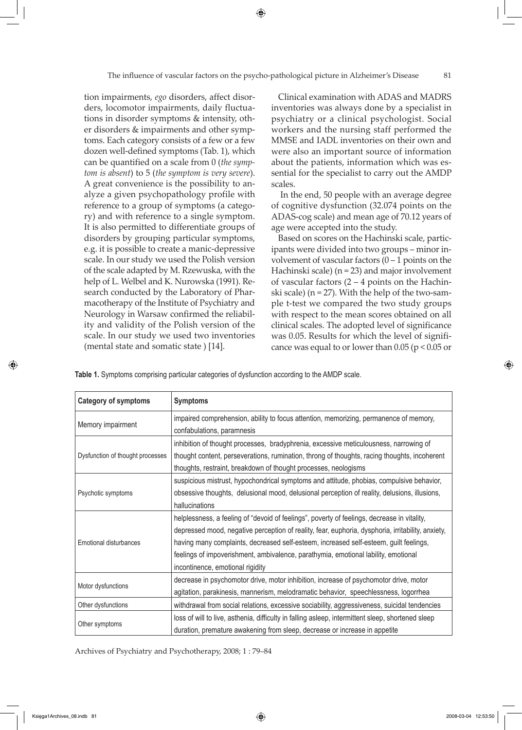tion impairments, *ego* disorders, affect disorders, locomotor impairments, daily fluctuations in disorder symptoms & intensity, other disorders & impairments and other symptoms. Each category consists of a few or a few dozen well-defined symptoms (Tab. 1), which can be quantified on a scale from 0 (*the symptom is absent*) to 5 (*the symptom is very severe*). A great convenience is the possibility to analyze a given psychopathology profile with reference to a group of symptoms (a category) and with reference to a single symptom. It is also permitted to differentiate groups of disorders by grouping particular symptoms, e.g. it is possible to create a manic-depressive scale. In our study we used the Polish version of the scale adapted by M. Rzewuska, with the help of L. Welbel and K. Nurowska (1991). Research conducted by the Laboratory of Pharmacotherapy of the Institute of Psychiatry and Neurology in Warsaw confirmed the reliability and validity of the Polish version of the scale. In our study we used two inventories (mental state and somatic state ) [14].

Clinical examination with ADAS and MADRS inventories was always done by a specialist in psychiatry or a clinical psychologist. Social workers and the nursing staff performed the MMSE and IADL inventories on their own and were also an important source of information about the patients, information which was essential for the specialist to carry out the AMDP scales.

In the end, 50 people with an average degree of cognitive dysfunction (32.074 points on the ADAS-cog scale) and mean age of 70.12 years of age were accepted into the study.

Based on scores on the Hachinski scale, participants were divided into two groups – minor involvement of vascular factors (0 – 1 points on the Hachinski scale) (n = 23) and major involvement of vascular factors (2 – 4 points on the Hachinski scale) (n = 27). With the help of the two-sample t-test we compared the two study groups with respect to the mean scores obtained on all clinical scales. The adopted level of significance was 0.05. Results for which the level of significance was equal to or lower than 0.05 ($p < 0.05$ or

**Table 1.** Symptoms comprising particular categories of dysfunction according to the AMDP scale.

| Category of symptoms | Symptoms |
|---|---|
| Memory impairment | impaired comprehension, ability to focus attention, memorizing, permanence of memory, confabulations, paramnesis |
| Dysfunction of thought processes | inhibition of thought processes, bradyphrenia, excessive meticulousness, narrowing of thought content, perseverations, rumination, throng of thoughts, racing thoughts, incoherent thoughts, restraint, breakdown of thought processes, neologisms |
| Psychotic symptoms | suspicious mistrust, hypochondrical symptoms and attitude, phobias, compulsive behavior, obsessive thoughts, delusional mood, delusional perception of reality, delusions, illusions, hallucinations |
| Emotional disturbances | helplessness, a feeling of "devoid of feelings", poverty of feelings, decrease in vitality, depressed mood, negative perception of reality, fear, euphoria, dysphoria, irritability, anxiety, having many complaints, decreased self-esteem, increased self-esteem, guilt feelings, feelings of impoverishment, ambivalence, parathymia, emotional lability, emotional incontinence, emotional rigidity |
| Motor dysfunctions | decrease in psychomotor drive, motor inhibition, increase of psychomotor drive, motor agitation, parakinesis, mannerism, melodramatic behavior, speechlessness, logorrhea |
| Other dysfunctions | withdrawal from social relations, excessive sociability, aggressiveness, suicidal tendencies |
| Other symptoms | loss of will to live, asthenia, difficulty in falling asleep, intermittent sleep, shortened sleep duration, premature awakening from sleep, decrease or increase in appetite |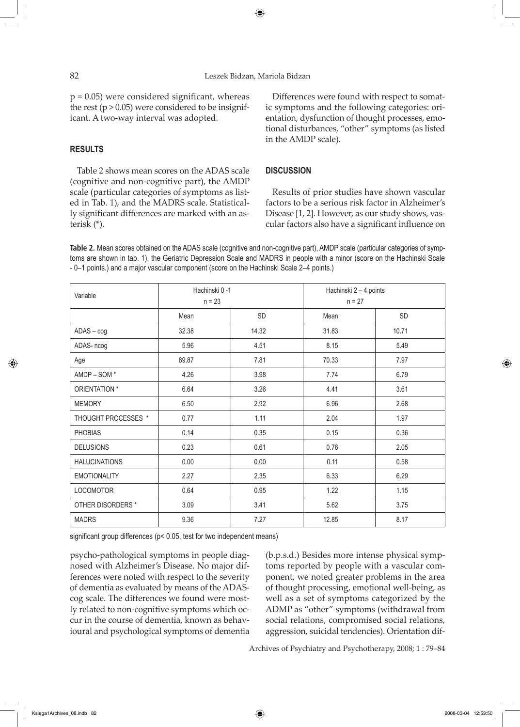p = 0.05) were considered significant, whereas the rest (p > 0.05) were considered to be insignificant. A two-way interval was adopted.

## RESULTS

Table 2 shows mean scores on the ADAS scale (cognitive and non-cognitive part), the AMDP scale (particular categories of symptoms as listed in Tab. 1), and the MADRS scale. Statistically significant differences are marked with an asterisk (*).

Differences were found with respect to somatic symptoms and the following categories: orientation, dysfunction of thought processes, emotional disturbances, "other" symptoms (as listed in the AMDP scale).

## DISCUSSION

Results of prior studies have shown vascular factors to be a serious risk factor in Alzheimer's Disease [1, 2]. However, as our study shows, vascular factors also have a significant influence on psycho-pathological symptoms in people diagnosed with Alzheimer's Disease. No major differences were noted with respect to the severity of dementia as evaluated by means of the ADAS-cog scale. The differences we found were mostly related to non-cognitive symptoms which occur in the course of dementia, known as behavioural and psychological symptoms of dementia (b.p.s.d.) Besides more intense physical symptoms reported by people with a vascular component, we noted greater problems in the area of thought processing, emotional well-being, as well as a set of symptoms categorized by the ADMP as "other" symptoms (withdrawal from social relations, compromised social relations, aggression, suicidal tendencies). Orientation dif-

**Table 2.** Mean scores obtained on the ADAS scale (cognitive and non-cognitive part), AMDP scale (particular categories of symptoms are shown in tab. 1), the Geriatric Depression Scale and MADRS in people with a minor (score on the Hachinski Scale - 0–1 points.) and a major vascular component (score on the Hachinski Scale 2–4 points.)

| Variable | Hachinski 0 -1 n = 23 | | Hachinski 2 – 4 points n = 27 | |
|---|---|---|---|---|
| | Mean | SD | Mean | SD |
| ADAS – cog | 32.38 | 14.32 | 31.83 | 10.71 |
| ADAS- ncog | 5.96 | 4.51 | 8.15 | 5.49 |
| Age | 69.87 | 7.81 | 70.33 | 7.97 |
| AMDP – SOM * | 4.26 | 3.98 | 7.74 | 6.79 |
| ORIENTATION * | 6.64 | 3.26 | 4.41 | 3.61 |
| MEMORY | 6.50 | 2.92 | 6.96 | 2.68 |
| THOUGHT PROCESSES * | 0.77 | 1.11 | 2.04 | 1.97 |
| PHOBIAS | 0.14 | 0.35 | 0.15 | 0.36 |
| DELUSIONS | 0.23 | 0.61 | 0.76 | 2.05 |
| HALUCINATIONS | 0.00 | 0.00 | 0.11 | 0.58 |
| EMOTIONALITY | 2.27 | 2.35 | 6.33 | 6.29 |
| LOCOMOTOR | 0.64 | 0.95 | 1.22 | 1.15 |
| OTHER DISORDERS * | 3.09 | 3.41 | 5.62 | 3.75 |
| MADRS | 9.36 | 7.27 | 12.85 | 8.17 |

significant group differences (p< 0.05, test for two independent means)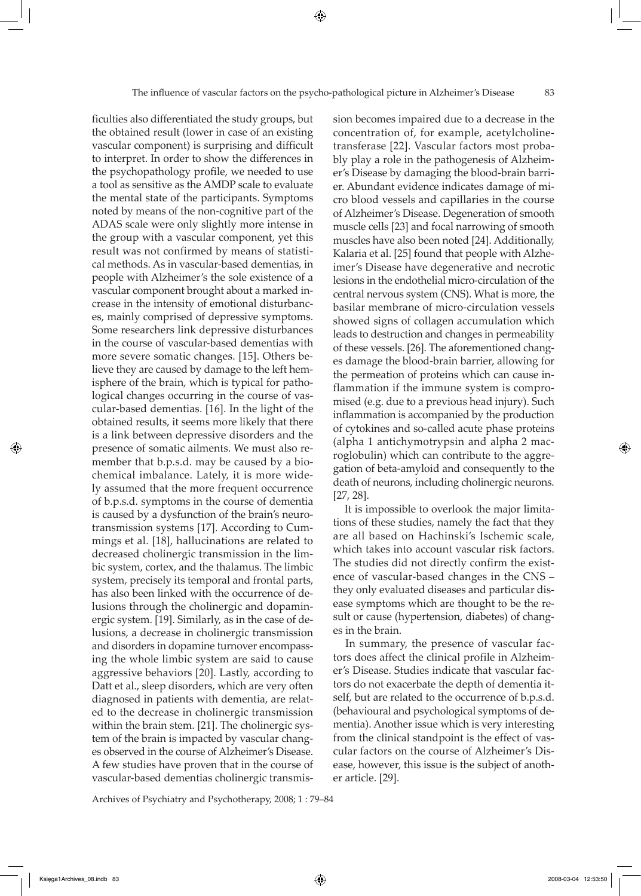ficulties also differentiated the study groups, but the obtained result (lower in case of an existing vascular component) is surprising and difficult to interpret. In order to show the differences in the psychopathology profile, we needed to use a tool as sensitive as the AMDP scale to evaluate the mental state of the participants. Symptoms noted by means of the non-cognitive part of the ADAS scale were only slightly more intense in the group with a vascular component, yet this result was not confirmed by means of statistical methods. As in vascular-based dementias, in people with Alzheimer's the sole existence of a vascular component brought about a marked increase in the intensity of emotional disturbances, mainly comprised of depressive symptoms. Some researchers link depressive disturbances in the course of vascular-based dementias with more severe somatic changes. [15]. Others believe they are caused by damage to the left hemisphere of the brain, which is typical for pathological changes occurring in the course of vascular-based dementias. [16]. In the light of the obtained results, it seems more likely that there is a link between depressive disorders and the presence of somatic ailments. We must also remember that b.p.s.d. may be caused by a biochemical imbalance. Lately, it is more widely assumed that the more frequent occurrence of b.p.s.d. symptoms in the course of dementia is caused by a dysfunction of the brain's neurotransmission systems [17]. According to Cummings et al. [18], hallucinations are related to decreased cholinergic transmission in the limbic system, cortex, and the thalamus. The limbic system, precisely its temporal and frontal parts, has also been linked with the occurrence of delusions through the cholinergic and dopaminergic system. [19]. Similarly, as in the case of delusions, a decrease in cholinergic transmission and disorders in dopamine turnover encompassing the whole limbic system are said to cause aggressive behaviors [20]. Lastly, according to Datt et al., sleep disorders, which are very often diagnosed in patients with dementia, are related to the decrease in cholinergic transmission within the brain stem. [21]. The cholinergic system of the brain is impacted by vascular changes observed in the course of Alzheimer's Disease. A few studies have proven that in the course of vascular-based dementias cholinergic transmission becomes impaired due to a decrease in the concentration of, for example, acetylcholinetransferase [22]. Vascular factors most probably play a role in the pathogenesis of Alzheimer's Disease by damaging the blood-brain barrier. Abundant evidence indicates damage of micro blood vessels and capillaries in the course of Alzheimer's Disease. Degeneration of smooth muscle cells [23] and focal narrowing of smooth muscles have also been noted [24]. Additionally, Kalaria et al. [25] found that people with Alzheimer's Disease have degenerative and necrotic lesions in the endothelial micro-circulation of the central nervous system (CNS). What is more, the basilar membrane of micro-circulation vessels showed signs of collagen accumulation which leads to destruction and changes in permeability of these vessels. [26]. The aforementioned changes damage the blood-brain barrier, allowing for the permeation of proteins which can cause inflammation if the immune system is compromised (e.g. due to a previous head injury). Such inflammation is accompanied by the production of cytokines and so-called acute phase proteins (alpha 1 antichymotrypsin and alpha 2 macroglobulin) which can contribute to the aggregation of beta-amyloid and consequently to the death of neurons, including cholinergic neurons. [27, 28].

It is impossible to overlook the major limitations of these studies, namely the fact that they are all based on Hachinski's Ischemic scale, which takes into account vascular risk factors. The studies did not directly confirm the existence of vascular-based changes in the CNS – they only evaluated diseases and particular disease symptoms which are thought to be the result or cause (hypertension, diabetes) of changes in the brain.

In summary, the presence of vascular factors does affect the clinical profile in Alzheimer's Disease. Studies indicate that vascular factors do not exacerbate the depth of dementia itself, but are related to the occurrence of b.p.s.d. (behavioural and psychological symptoms of dementia). Another issue which is very interesting from the clinical standpoint is the effect of vascular factors on the course of Alzheimer's Disease, however, this issue is the subject of another article. [29].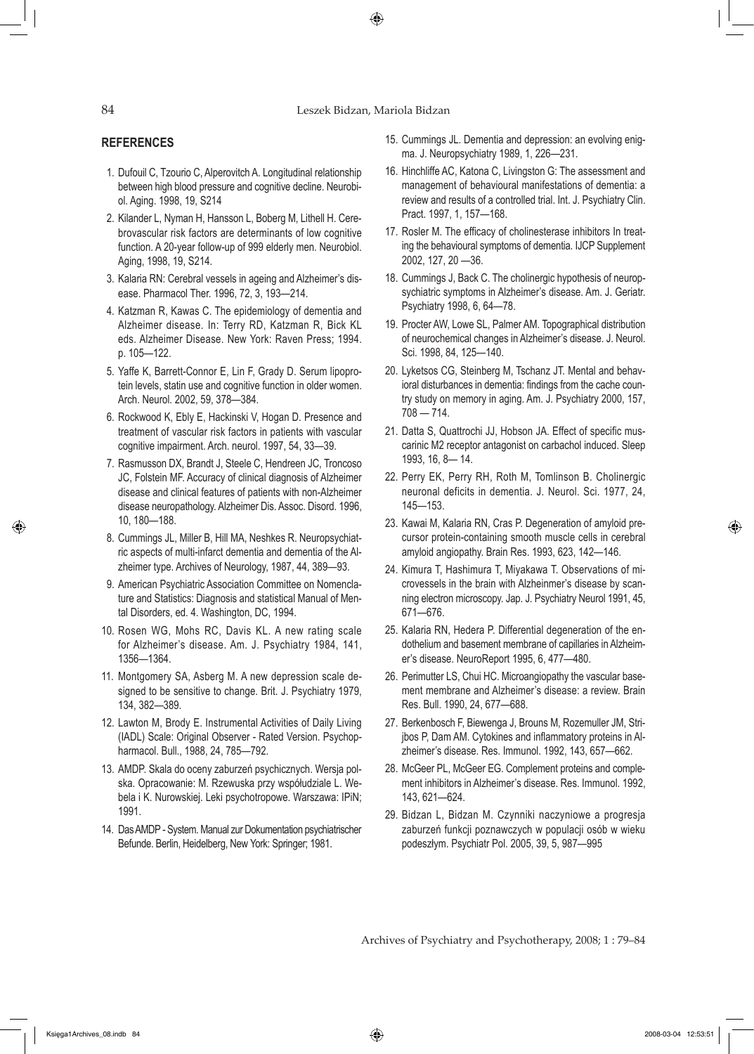## REFERENCES

1. Dufouil C, Tzourio C, Alperovitch A. Longitudinal relationship between high blood pressure and cognitive decline. Neurobiol. Aging. 1998, 19, S214
2. Kilander L, Nyman H, Hansson L, Boberg M, Lithell H. Cerebrovascular risk factors are determinants of low cognitive function. A 20-year follow-up of 999 elderly men. Neurobiol. Aging, 1998, 19, S214.
3. Kalaria RN: Cerebral vessels in ageing and Alzheimer's disease. Pharmacol Ther. 1996, 72, 3, 193—214.
4. Katzman R, Kawas C. The epidemiology of dementia and Alzheimer disease. In: Terry RD, Katzman R, Bick KL eds. Alzheimer Disease. New York: Raven Press; 1994. p. 105—122.
5. Yaffe K, Barrett-Connor E, Lin F, Grady D. Serum lipoprotein levels, statin use and cognitive function in older women. Arch. Neurol. 2002, 59, 378—384.
6. Rockwood K, Ebly E, Hackinski V, Hogan D. Presence and treatment of vascular risk factors in patients with vascular cognitive impairment. Arch. neurol. 1997, 54, 33—39.
7. Rasmusson DX, Brandt J, Steele C, Hendreen JC, Troncoso JC, Folstein MF. Accuracy of clinical diagnosis of Alzheimer disease and clinical features of patients with non-Alzheimer disease neuropathology. Alzheimer Dis. Assoc. Disord. 1996, 10, 180—188.
8. Cummings JL, Miller B, Hill MA, Neshkes R. Neuropsychiatric aspects of multi-infarct dementia and dementia of the Alzheimer type. Archives of Neurology, 1987, 44, 389—93.
9. American Psychiatric Association Committee on Nomenclature and Statistics: Diagnosis and statistical Manual of Mental Disorders, ed. 4. Washington, DC, 1994.
10. Rosen WG, Mohs RC, Davis KL. A new rating scale for Alzheimer's disease. Am. J. Psychiatry 1984, 141, 1356—1364.
11. Montgomery SA, Asberg M. A new depression scale designed to be sensitive to change. Brit. J. Psychiatry 1979, 134, 382—389.
12. Lawton M, Brody E. Instrumental Activities of Daily Living (IADL) Scale: Original Observer - Rated Version. Psychopharmacol. Bull., 1988, 24, 785—792.
13. AMDP. Skala do oceny zaburzeń psychicznych. Wersja polska. Opracowanie: M. Rzewuska przy współudziale L. Webela i K. Nurowskiej. Leki psychotropowe. Warszawa: IPiN; 1991.
14. Das AMDP - System. Manual zur Dokumentation psychiatrischer Befunde. Berlin, Heidelberg, New York: Springer; 1981.
15. Cummings JL. Dementia and depression: an evolving enigma. J. Neuropsychiatry 1989, 1, 226—231.
16. Hinchliffe AC, Katona C, Livingston G: The assessment and management of behavioural manifestations of dementia: a review and results of a controlled trial. Int. J. Psychiatry Clin. Pract. 1997, 1, 157—168.
17. Rosler M. The efficacy of cholinesterase inhibitors In treating the behavioural symptoms of dementia. IJCP Supplement 2002, 127, 20 —36.
18. Cummings J, Back C. The cholinergic hypothesis of neuropsychiatric symptoms in Alzheimer's disease. Am. J. Geriatr. Psychiatry 1998, 6, 64—78.
19. Procter AW, Lowe SL, Palmer AM. Topographical distribution of neurochemical changes in Alzheimer's disease. J. Neurol. Sci. 1998, 84, 125—140.
20. Lyketsos CG, Steinberg M, Tschanz JT. Mental and behavioral disturbances in dementia: findings from the cache country study on memory in aging. Am. J. Psychiatry 2000, 157, 708 — 714.
21. Datta S, Quattrochi JJ, Hobson JA. Effect of specific muscarinic M2 receptor antagonist on carbachol induced. Sleep 1993, 16, 8— 14.
22. Perry EK, Perry RH, Roth M, Tomlinson B. Cholinergic neuronal deficits in dementia. J. Neurol. Sci. 1977, 24, 145—153.
23. Kawai M, Kalaria RN, Cras P. Degeneration of amyloid precursor protein-containing smooth muscle cells in cerebral amyloid angiopathy. Brain Res. 1993, 623, 142—146.
24. Kimura T, Hashimura T, Miyakawa T. Observations of microvessels in the brain with Alzheinmer's disease by scanning electron microscopy. Jap. J. Psychiatry Neurol 1991, 45, 671—676.
25. Kalaria RN, Hedera P. Differential degeneration of the endothelium and basement membrane of capillaries in Alzheimer's disease. NeuroReport 1995, 6, 477—480.
26. Perimutter LS, Chui HC. Microangiopathy the vascular basement membrane and Alzheimer's disease: a review. Brain Res. Bull. 1990, 24, 677—688.
27. Berkenbosch F, Biewenga J, Brouns M, Rozemuller JM, Strijbos P, Dam AM. Cytokines and inflammatory proteins in Alzheimer's disease. Res. Immunol. 1992, 143, 657—662.
28. McGeer PL, McGeer EG. Complement proteins and complement inhibitors in Alzheimer's disease. Res. Immunol. 1992, 143, 621—624.
29. Bidzan L, Bidzan M. Czynniki naczyniowe a progresja zaburzeń funkcji poznawczych w populacji osób w wieku podeszłym. Psychiatr Pol. 2005, 39, 5, 987—995